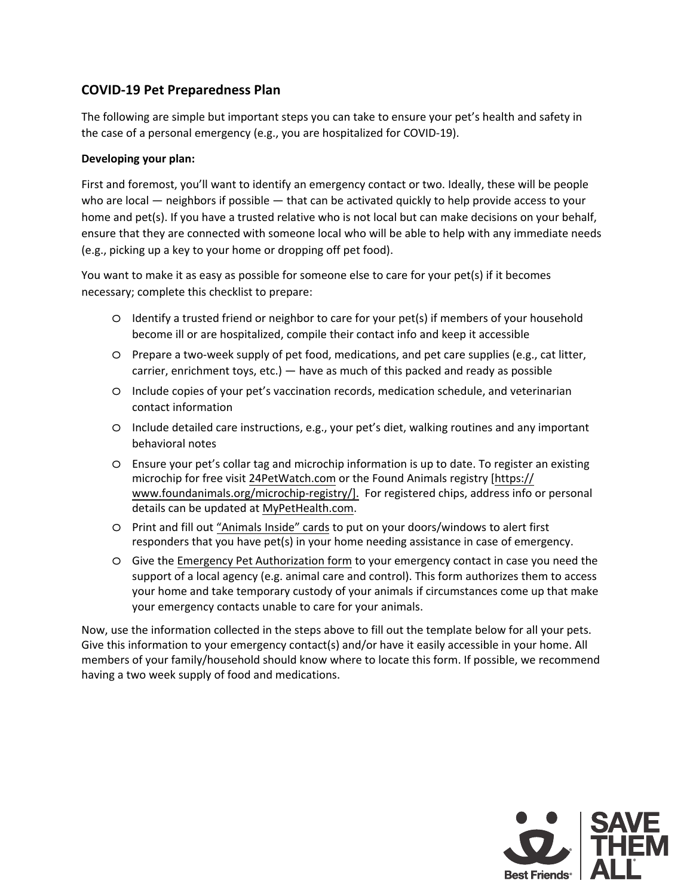## COVID-19 Pet Preparedness Plan

The following are simple but important steps you can take to ensure your pet's health and safety in the case of a personal emergency (e.g., you are hospitalized for COVID-19).

**Developing your plan:**

First and foremost, you'll want to identify an emergency contact or two. Ideally, these will be people who are local — neighbors if possible — that can be activated quickly to help provide access to your home and pet(s). If you have a trusted relative who is not local but can make decisions on your behalf, ensure that they are connected with someone local who will be able to help with any immediate needs (e.g., picking up a key to your home or dropping off pet food).

You want to make it as easy as possible for someone else to care for your pet(s) if it becomes necessary; complete this checklist to prepare:

- Identify a trusted friend or neighbor to care for your pet(s) if members of your household become ill or are hospitalized, compile their contact info and keep it accessible
- Prepare a two-week supply of pet food, medications, and pet care supplies (e.g., cat litter, carrier, enrichment toys, etc.) — have as much of this packed and ready as possible
- Include copies of your pet's vaccination records, medication schedule, and veterinarian contact information
- Include detailed care instructions, e.g., your pet's diet, walking routines and any important behavioral notes
- Ensure your pet's collar tag and microchip information is up to date. To register an existing microchip for free visit 24PetWatch.com or the Found Animals registry [https://www.foundanimals.org/microchip-registry/]. For registered chips, address info or personal details can be updated at MyPetHealth.com.
- Print and fill out "Animals Inside" cards to put on your doors/windows to alert first responders that you have pet(s) in your home needing assistance in case of emergency.
- Give the Emergency Pet Authorization form to your emergency contact in case you need the support of a local agency (e.g. animal care and control). This form authorizes them to access your home and take temporary custody of your animals if circumstances come up that make your emergency contacts unable to care for your animals.

Now, use the information collected in the steps above to fill out the template below for all your pets. Give this information to your emergency contact(s) and/or have it easily accessible in your home. All members of your family/household should know where to locate this form. If possible, we recommend having a two week supply of food and medications.

Best Friends® | SAVE THEM ALL®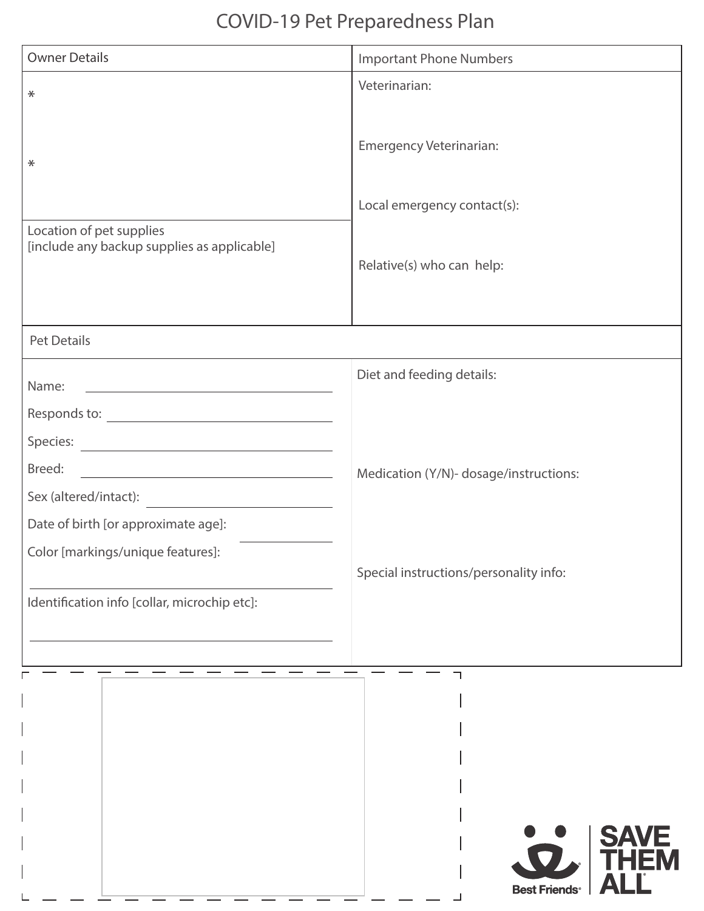# COVID-19 Pet Preparedness Plan

| Owner Details | Important Phone Numbers |
| --- | --- |
| * <br><br> * | Veterinarian:<br><br>Emergency Veterinarian:<br><br>Local emergency contact(s):<br><br>Relative(s) who can help: |
| Location of pet supplies<br>[include any backup supplies as applicable] | |

## Pet Details

| | |
| --- | --- |
| Name: | Diet and feeding details: |
| Responds to: | |
| Species: | |
| Breed: | Medication (Y/N)- dosage/instructions: |
| Sex (altered/intact): | |
| Date of birth [or approximate age]: | |
| Color [markings/unique features]: | Special instructions/personality info: |
| Identification info [collar, microchip etc]: | |

Best Friends

SAVE THEM ALL